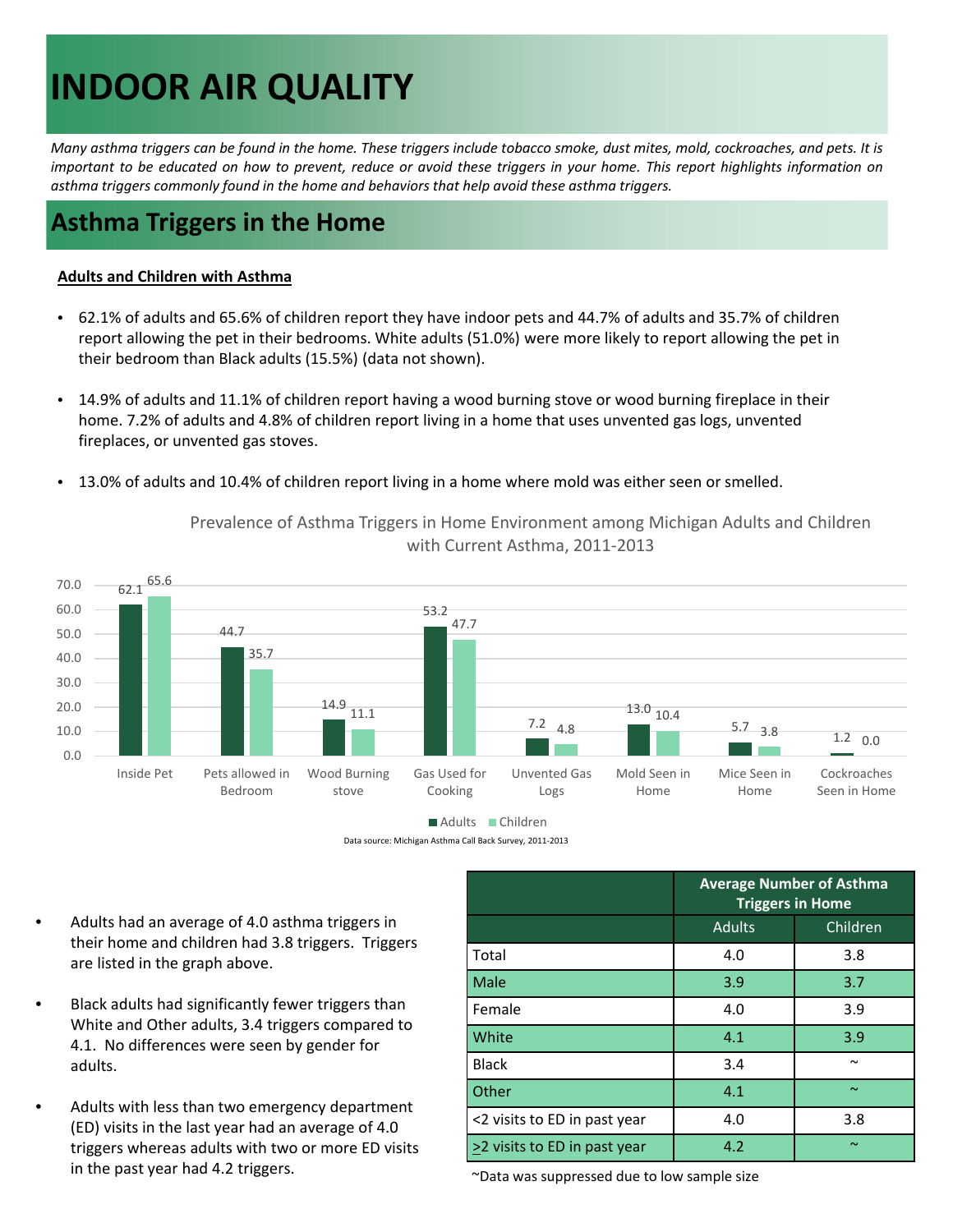# INDOOR AIR QUALITY

*Many asthma triggers can be found in the home. These triggers include tobacco smoke, dust mites, mold, cockroaches, and pets. It is important to be educated on how to prevent, reduce or avoid these triggers in your home. This report highlights information on asthma triggers commonly found in the home and behaviors that help avoid these asthma triggers.*

## Asthma Triggers in the Home

**Adults and Children with Asthma**

- 62.1% of adults and 65.6% of children report they have indoor pets and 44.7% of adults and 35.7% of children report allowing the pet in their bedrooms. White adults (51.0%) were more likely to report allowing the pet in their bedroom than Black adults (15.5%) (data not shown).
- 14.9% of adults and 11.1% of children report having a wood burning stove or wood burning fireplace in their home. 7.2% of adults and 4.8% of children report living in a home that uses unvented gas logs, unvented fireplaces, or unvented gas stoves.
- 13.0% of adults and 10.4% of children report living in a home where mold was either seen or smelled.

Prevalence of Asthma Triggers in Home Environment among Michigan Adults and Children with Current Asthma, 2011-2013

| | Adults | Children |
|---|---|---|
| Inside Pet | 62.1 | 65.6 |
| Pets allowed in Bedroom | 44.7 | 35.7 |
| Wood Burning stove | 14.9 | 11.1 |
| Gas Used for Cooking | 53.2 | 47.7 |
| Unvented Gas Logs | 7.2 | 4.8 |
| Mold Seen in Home | 13.0 | 10.4 |
| Mice Seen in Home | 5.7 | 3.8 |
| Cockroaches Seen in Home | 1.2 | 0.0 |

Data source: Michigan Asthma Call Back Survey, 2011-2013

- Adults had an average of 4.0 asthma triggers in their home and children had 3.8 triggers. Triggers are listed in the graph above.
- Black adults had significantly fewer triggers than White and Other adults, 3.4 triggers compared to 4.1. No differences were seen by gender for adults.
- Adults with less than two emergency department (ED) visits in the last year had an average of 4.0 triggers whereas adults with two or more ED visits in the past year had 4.2 triggers.

| | Average Number of Asthma Triggers in Home | |
|---|---|---|
| | Adults | Children |
| Total | 4.0 | 3.8 |
| Male | 3.9 | 3.7 |
| Female | 4.0 | 3.9 |
| White | 4.1 | 3.9 |
| Black | 3.4 | ~ |
| Other | 4.1 | ~ |
| <2 visits to ED in past year | 4.0 | 3.8 |
| ≥2 visits to ED in past year | 4.2 | ~ |

~Data was suppressed due to low sample size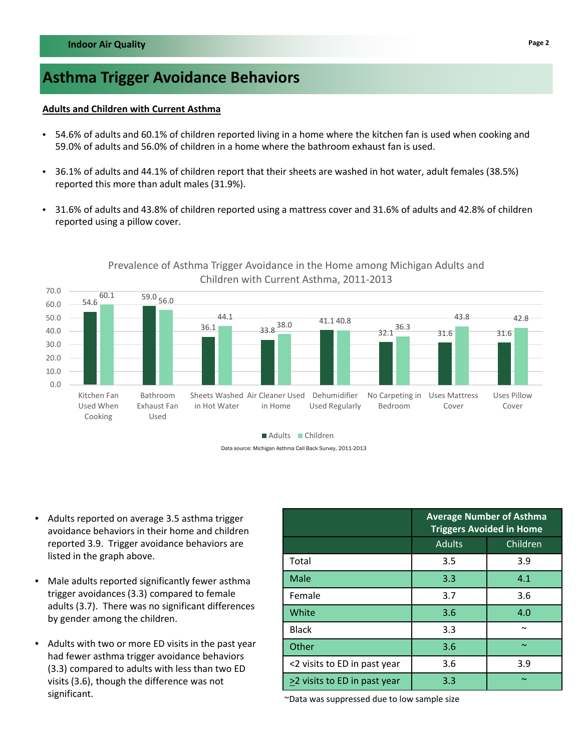## Asthma Trigger Avoidance Behaviors

**Adults and Children with Current Asthma**

- 54.6% of adults and 60.1% of children reported living in a home where the kitchen fan is used when cooking and 59.0% of adults and 56.0% of children in a home where the bathroom exhaust fan is used.
- 36.1% of adults and 44.1% of children report that their sheets are washed in hot water, adult females (38.5%) reported this more than adult males (31.9%).
- 31.6% of adults and 43.8% of children reported using a mattress cover and 31.6% of adults and 42.8% of children reported using a pillow cover.

Prevalence of Asthma Trigger Avoidance in the Home among Michigan Adults and Children with Current Asthma, 2011-2013

| | Adults | Children |
|---|---|---|
| Kitchen Fan Used When Cooking | 54.6 | 60.1 |
| Bathroom Exhaust Fan Used | 59.0 | 56.0 |
| Sheets Washed in Hot Water | 36.1 | 44.1 |
| Air Cleaner Used in Home | 33.8 | 38.0 |
| Dehumidifier Used Regularly | 41.1 | 40.8 |
| No Carpeting in Bedroom | 32.1 | 36.3 |
| Uses Mattress Cover | 31.6 | 43.8 |
| Uses Pillow Cover | 31.6 | 42.8 |

Data source: Michigan Asthma Call Back Survey, 2011-2013

- Adults reported on average 3.5 asthma trigger avoidance behaviors in their home and children reported 3.9. Trigger avoidance behaviors are listed in the graph above.
- Male adults reported significantly fewer asthma trigger avoidances (3.3) compared to female adults (3.7). There was no significant differences by gender among the children.
- Adults with two or more ED visits in the past year had fewer asthma trigger avoidance behaviors (3.3) compared to adults with less than two ED visits (3.6), though the difference was not significant.

| | Average Number of Asthma Triggers Avoided in Home | |
|---|---|---|
| | Adults | Children |
| Total | 3.5 | 3.9 |
| Male | 3.3 | 4.1 |
| Female | 3.7 | 3.6 |
| White | 3.6 | 4.0 |
| Black | 3.3 | ~ |
| Other | 3.6 | ~ |
| <2 visits to ED in past year | 3.6 | 3.9 |
| ≥2 visits to ED in past year | 3.3 | ~ |

~Data was suppressed due to low sample size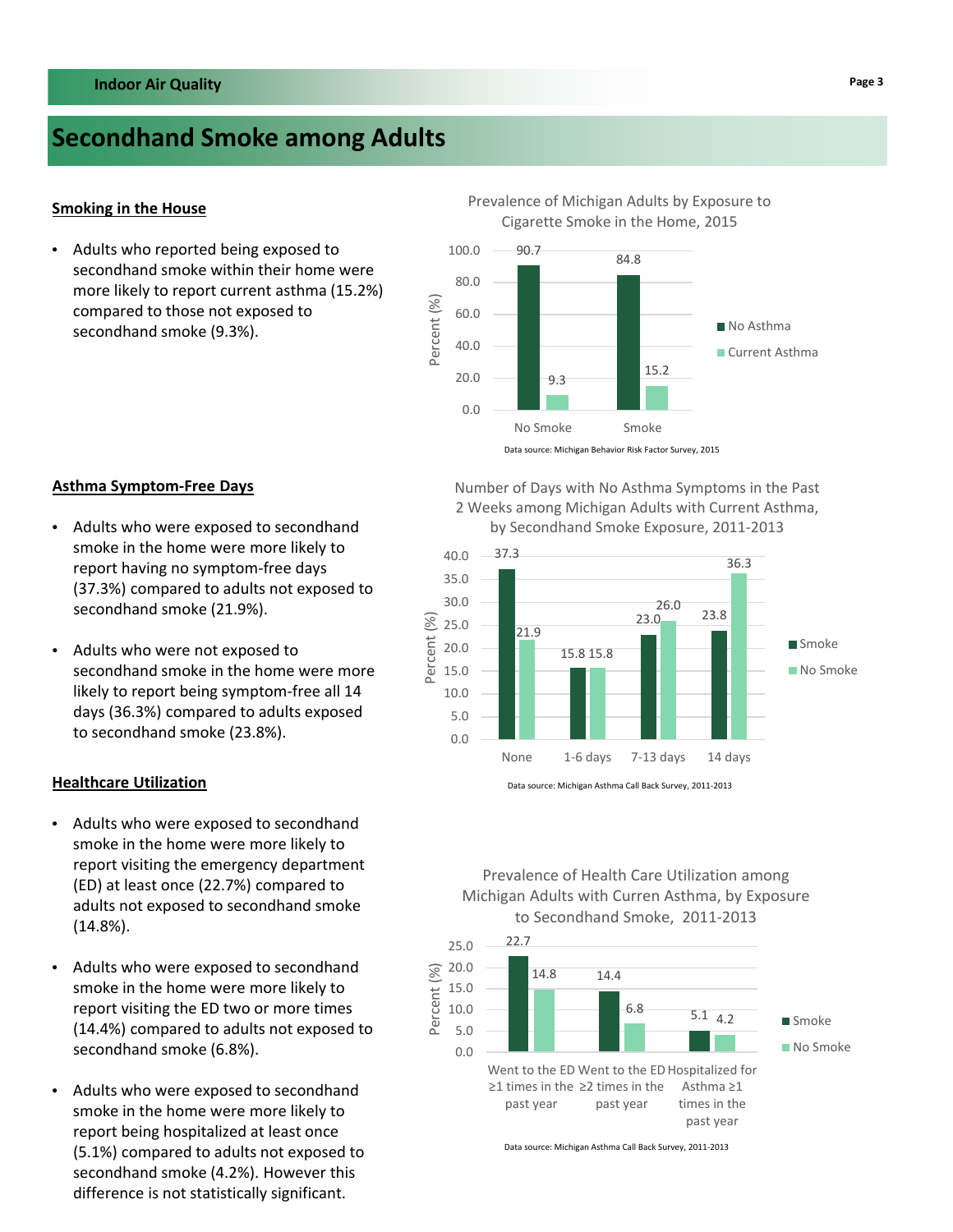## Secondhand Smoke among Adults

### Smoking in the House

- Adults who reported being exposed to secondhand smoke within their home were more likely to report current asthma (15.2%) compared to those not exposed to secondhand smoke (9.3%).

Prevalence of Michigan Adults by Exposure to Cigarette Smoke in the Home, 2015

| | No Asthma | Current Asthma |
|---|---|---|
| No Smoke | 90.7 | 9.3 |
| Smoke | 84.8 | 15.2 |

Data source: Michigan Behavior Risk Factor Survey, 2015

### Asthma Symptom-Free Days

- Adults who were exposed to secondhand smoke in the home were more likely to report having no symptom-free days (37.3%) compared to adults not exposed to secondhand smoke (21.9%).
- Adults who were not exposed to secondhand smoke in the home were more likely to report being symptom-free all 14 days (36.3%) compared to adults exposed to secondhand smoke (23.8%).

Number of Days with No Asthma Symptoms in the Past 2 Weeks among Michigan Adults with Current Asthma, by Secondhand Smoke Exposure, 2011-2013

| | Smoke | No Smoke |
|---|---|---|
| None | 37.3 | 21.9 |
| 1-6 days | 15.8 | 15.8 |
| 7-13 days | 23.0 | 26.0 |
| 14 days | 23.8 | 36.3 |

Data source: Michigan Asthma Call Back Survey, 2011-2013

### Healthcare Utilization

- Adults who were exposed to secondhand smoke in the home were more likely to report visiting the emergency department (ED) at least once (22.7%) compared to adults not exposed to secondhand smoke (14.8%).
- Adults who were exposed to secondhand smoke in the home were more likely to report visiting the ED two or more times (14.4%) compared to adults not exposed to secondhand smoke (6.8%).
- Adults who were exposed to secondhand smoke in the home were more likely to report being hospitalized at least once (5.1%) compared to adults not exposed to secondhand smoke (4.2%). However this difference is not statistically significant.

Prevalence of Health Care Utilization among Michigan Adults with Curren Asthma, by Exposure to Secondhand Smoke, 2011-2013

| | Smoke | No Smoke |
|---|---|---|
| Went to the ED ≥1 times in the past year | 22.7 | 14.8 |
| Went to the ED ≥2 times in the past year | 14.4 | 6.8 |
| Hospitalized for Asthma ≥1 times in the past year | 5.1 | 4.2 |

Data source: Michigan Asthma Call Back Survey, 2011-2013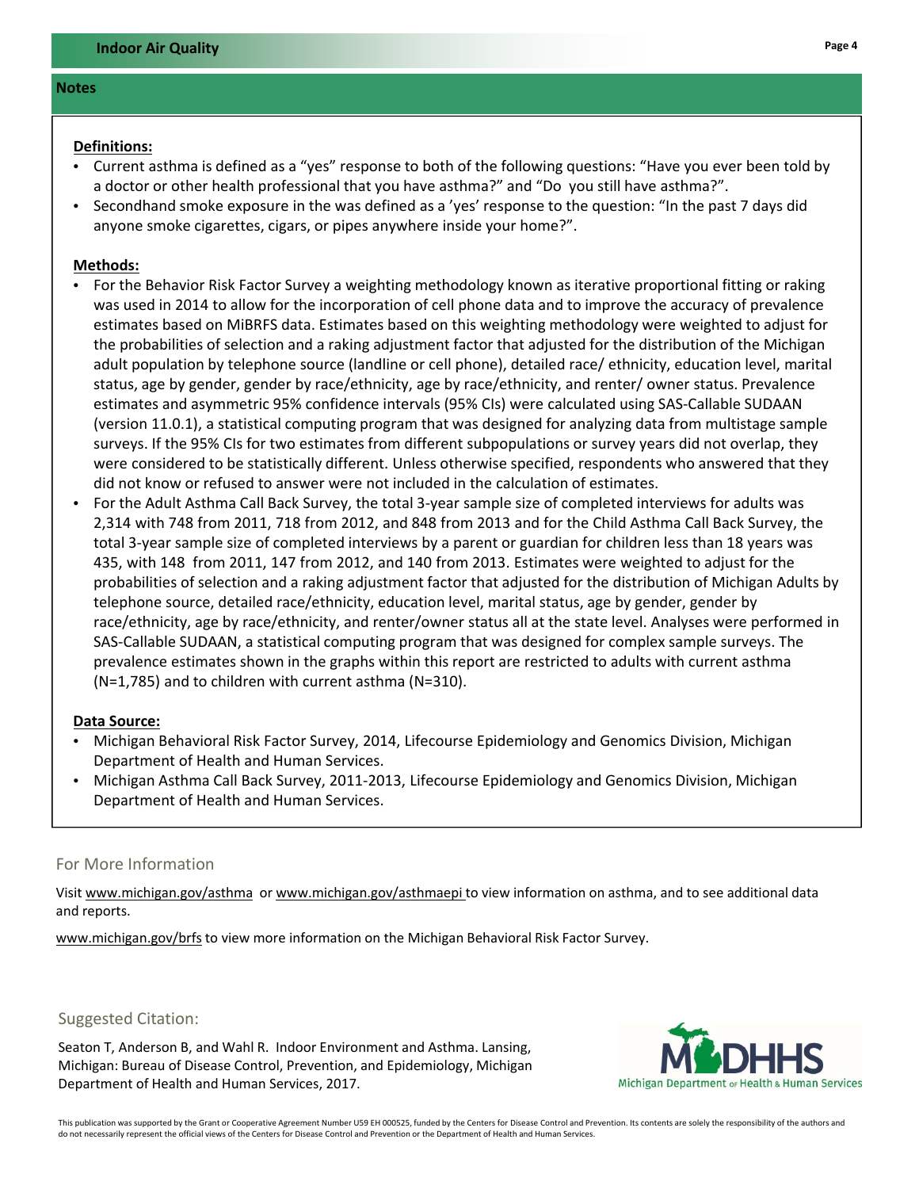## Notes

**Definitions:**

- Current asthma is defined as a "yes" response to both of the following questions: "Have you ever been told by a doctor or other health professional that you have asthma?" and "Do you still have asthma?".
- Secondhand smoke exposure in the was defined as a 'yes' response to the question: "In the past 7 days did anyone smoke cigarettes, cigars, or pipes anywhere inside your home?".

**Methods:**

- For the Behavior Risk Factor Survey a weighting methodology known as iterative proportional fitting or raking was used in 2014 to allow for the incorporation of cell phone data and to improve the accuracy of prevalence estimates based on MiBRFS data. Estimates based on this weighting methodology were weighted to adjust for the probabilities of selection and a raking adjustment factor that adjusted for the distribution of the Michigan adult population by telephone source (landline or cell phone), detailed race/ ethnicity, education level, marital status, age by gender, gender by race/ethnicity, age by race/ethnicity, and renter/ owner status. Prevalence estimates and asymmetric 95% confidence intervals (95% CIs) were calculated using SAS-Callable SUDAAN (version 11.0.1), a statistical computing program that was designed for analyzing data from multistage sample surveys. If the 95% CIs for two estimates from different subpopulations or survey years did not overlap, they were considered to be statistically different. Unless otherwise specified, respondents who answered that they did not know or refused to answer were not included in the calculation of estimates.
- For the Adult Asthma Call Back Survey, the total 3-year sample size of completed interviews for adults was 2,314 with 748 from 2011, 718 from 2012, and 848 from 2013 and for the Child Asthma Call Back Survey, the total 3-year sample size of completed interviews by a parent or guardian for children less than 18 years was 435, with 148 from 2011, 147 from 2012, and 140 from 2013. Estimates were weighted to adjust for the probabilities of selection and a raking adjustment factor that adjusted for the distribution of Michigan Adults by telephone source, detailed race/ethnicity, education level, marital status, age by gender, gender by race/ethnicity, age by race/ethnicity, and renter/owner status all at the state level. Analyses were performed in SAS-Callable SUDAAN, a statistical computing program that was designed for complex sample surveys. The prevalence estimates shown in the graphs within this report are restricted to adults with current asthma (N=1,785) and to children with current asthma (N=310).

**Data Source:**

- Michigan Behavioral Risk Factor Survey, 2014, Lifecourse Epidemiology and Genomics Division, Michigan Department of Health and Human Services.
- Michigan Asthma Call Back Survey, 2011-2013, Lifecourse Epidemiology and Genomics Division, Michigan Department of Health and Human Services.

### For More Information

Visit www.michigan.gov/asthma or www.michigan.gov/asthmaepi to view information on asthma, and to see additional data and reports.

www.michigan.gov/brfs to view more information on the Michigan Behavioral Risk Factor Survey.

### Suggested Citation:

Seaton T, Anderson B, and Wahl R. Indoor Environment and Asthma. Lansing, Michigan: Bureau of Disease Control, Prevention, and Epidemiology, Michigan Department of Health and Human Services, 2017.

MDHHS
Michigan Department of Health & Human Services

This publication was supported by the Grant or Cooperative Agreement Number U59 EH 000525, funded by the Centers for Disease Control and Prevention. Its contents are solely the responsibility of the authors and do not necessarily represent the official views of the Centers for Disease Control and Prevention or the Department of Health and Human Services.